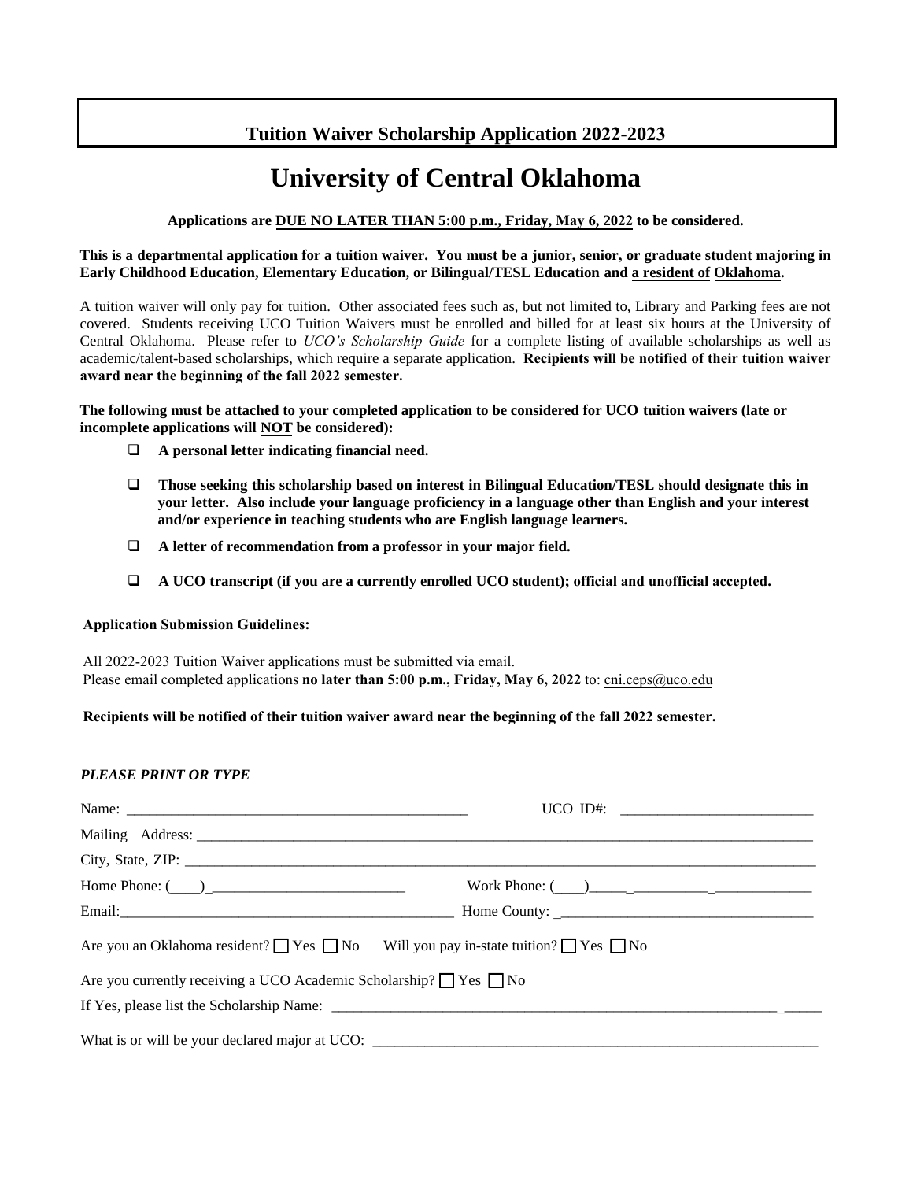## Tuition Waiver Scholarship Application 2022-2023

# University of Central Oklahoma

**Applications are DUE NO LATER THAN 5:00 p.m., Friday, May 6, 2022 to be considered.**

**This is a departmental application for a tuition waiver. You must be a junior, senior, or graduate student majoring in Early Childhood Education, Elementary Education, or Bilingual/TESL Education and a resident of Oklahoma.**

A tuition waiver will only pay for tuition. Other associated fees such as, but not limited to, Library and Parking fees are not covered. Students receiving UCO Tuition Waivers must be enrolled and billed for at least six hours at the University of Central Oklahoma. Please refer to *UCO's Scholarship Guide* for a complete listing of available scholarships as well as academic/talent-based scholarships, which require a separate application. **Recipients will be notified of their tuition waiver award near the beginning of the fall 2022 semester.**

**The following must be attached to your completed application to be considered for UCO tuition waivers (late or incomplete applications will NOT be considered):**

- ☐ **A personal letter indicating financial need.**
- ☐ **Those seeking this scholarship based on interest in Bilingual Education/TESL should designate this in your letter. Also include your language proficiency in a language other than English and your interest and/or experience in teaching students who are English language learners.**
- ☐ **A letter of recommendation from a professor in your major field.**
- ☐ **A UCO transcript (if you are a currently enrolled UCO student); official and unofficial accepted.**

**Application Submission Guidelines:**

All 2022-2023 Tuition Waiver applications must be submitted via email.
Please email completed applications **no later than 5:00 p.m., Friday, May 6, 2022** to: cni.ceps@uco.edu

**Recipients will be notified of their tuition waiver award near the beginning of the fall 2022 semester.**

***PLEASE PRINT OR TYPE***

Name: _______________________________________________ UCO ID#: __________________________

Mailing Address: ______________________________________________________________________________

City, State, ZIP: ______________________________________________________________________________

Home Phone: (____)__________________________ Work Phone: (____)_____________________________

Email:_______________________________________________ Home County: ________________________________

Are you an Oklahoma resident? ☐ Yes ☐ No Will you pay in-state tuition? ☐ Yes ☐ No

Are you currently receiving a UCO Academic Scholarship? ☐ Yes ☐ No

If Yes, please list the Scholarship Name: ______________________________________________________________

What is or will be your declared major at UCO: ______________________________________________________________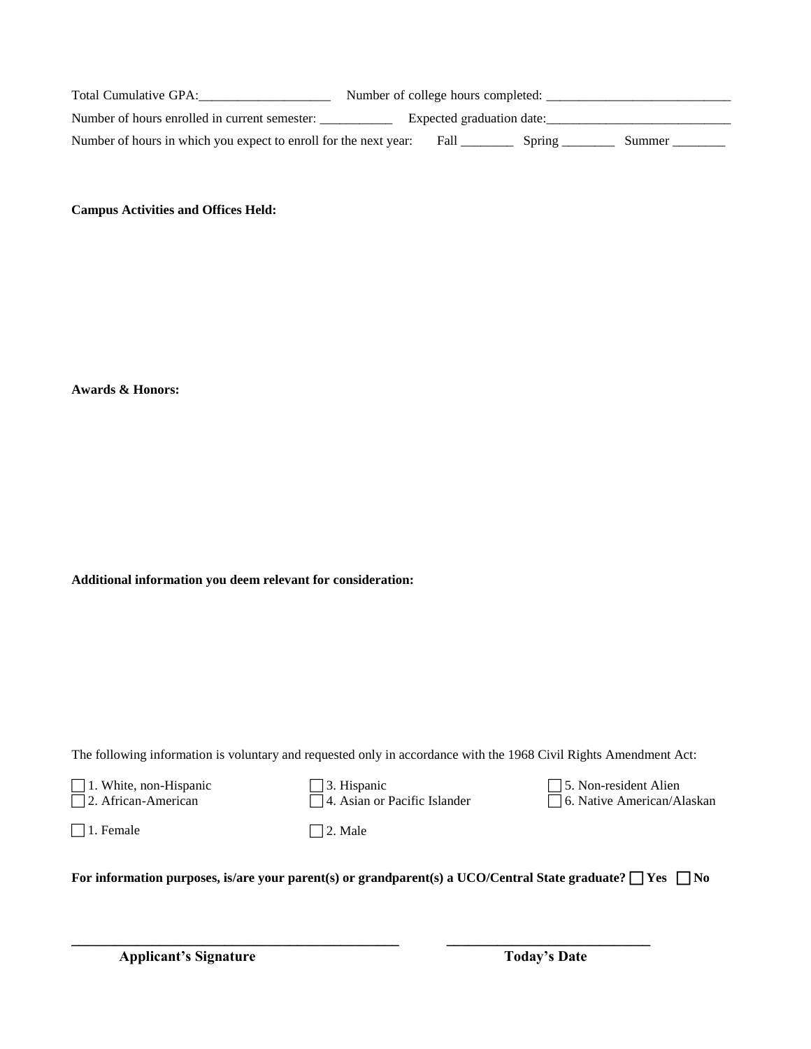Total Cumulative GPA:____________________ Number of college hours completed: ____________________________

Number of hours enrolled in current semester: ___________ Expected graduation date:____________________________

Number of hours in which you expect to enroll for the next year: Fall ________ Spring ________ Summer ________

**Campus Activities and Offices Held:**

**Awards & Honors:**

**Additional information you deem relevant for consideration:**

The following information is voluntary and requested only in accordance with the 1968 Civil Rights Amendment Act:

☐ 1. White, non-Hispanic
☐ 2. African-American
☐ 3. Hispanic
☐ 4. Asian or Pacific Islander
☐ 5. Non-resident Alien
☐ 6. Native American/Alaskan

☐ 1. Female
☐ 2. Male

**For information purposes, is/are your parent(s) or grandparent(s) a UCO/Central State graduate? ☐ Yes ☐ No**

________________________________________________ ______________________________

**Applicant's Signature** **Today's Date**